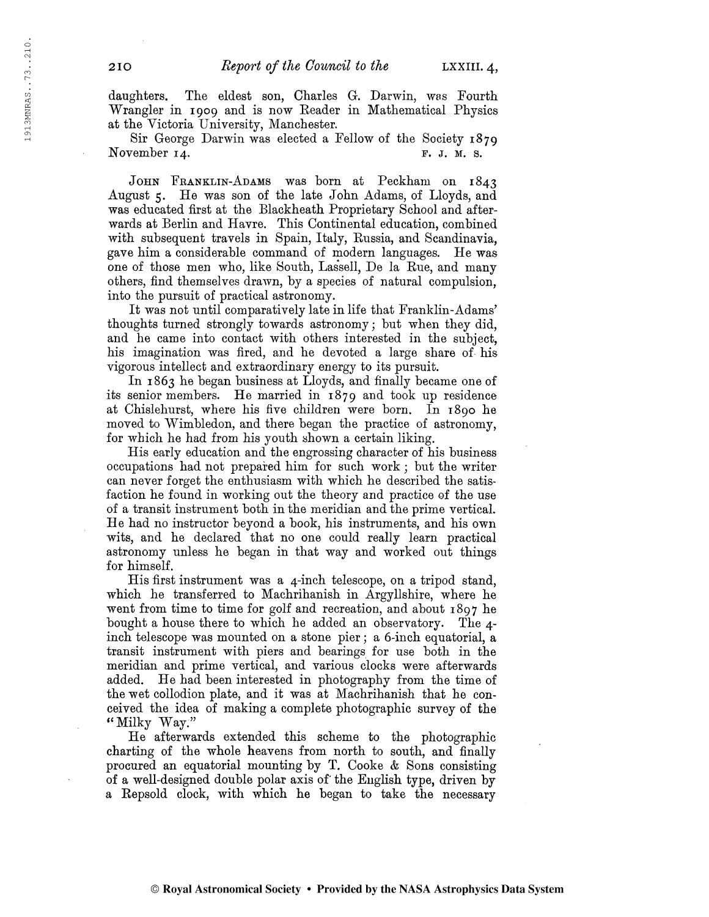daughters. The eldest son, Charles G. Darwin, was Fourth Wrangler in 1909 and is now Reader in Mathematical Physics at the Victoria University, Manchester.

Sir George Darwin was elected a Fellow of the Society 1879 November 14. F. J. M. S.

JOHN FRANKLIN-ADAMS was born at Peckham on 1843 August 5. He was son of the late John Adams, of Lloyds, and was educated first at the Blackheath Proprietary School and afterwards at Berlin and Havre. This Continental education, combined with subsequent travels in Spain, Italy, Russia, and Scandinavia, gave him a considerable command of modern languages. He was one of those men who, like South, Lassell, De la Rue, and many others, find themselves drawn, by a species of natural compulsion, into the pursuit of practical astronomy.

It was not until comparatively late in life that Franklin-Adams' thoughts turned strongly towards astronomy; but when they did, and he came into contact with others interested in the subject, his imagination was fired, and he devoted a large share of his vigorous intellect and extraordinary energy to its pursuit.

In 1863 he began business at Lloyds, and finally became one of its senior members. He married in 1879 and took up residence at Chislehurst, where his five children were born. In 1890 he moved to Wimbledon, and there began the practice of astronomy, for which he had from his youth shown a certain liking.

His early education and the engrossing character of his business occupations had not prepared him for such work; but the writer can never forget the enthusiasm with which he described the satisfaction he found in working out the theory and practice of the use of a transit instrument both in the meridian and the prime vertical. He had no instructor beyond a book, his instruments, and his own wits, and he declared that no one could really learn practical astronomy unless he began in that way and worked out things for himself.

His first instrument was a 4-inch telescope, on a tripod stand, which he transferred to Machrihanish in Argyllshire, where he went from time to time for golf and recreation, and about 1897 he bought a house there to which he added an observatory. The 4-inch telescope was mounted on a stone pier; a 6-inch equatorial, a transit instrument with piers and bearings for use both in the meridian and prime vertical, and various clocks were afterwards added. He had been interested in photography from the time of the wet collodion plate, and it was at Machrihanish that he conceived the idea of making a complete photographic survey of the "Milky Way."

He afterwards extended this scheme to the photographic charting of the whole heavens from north to south, and finally procured an equatorial mounting by T. Cooke & Sons consisting of a well-designed double polar axis of the English type, driven by a Repsold clock, with which he began to take the necessary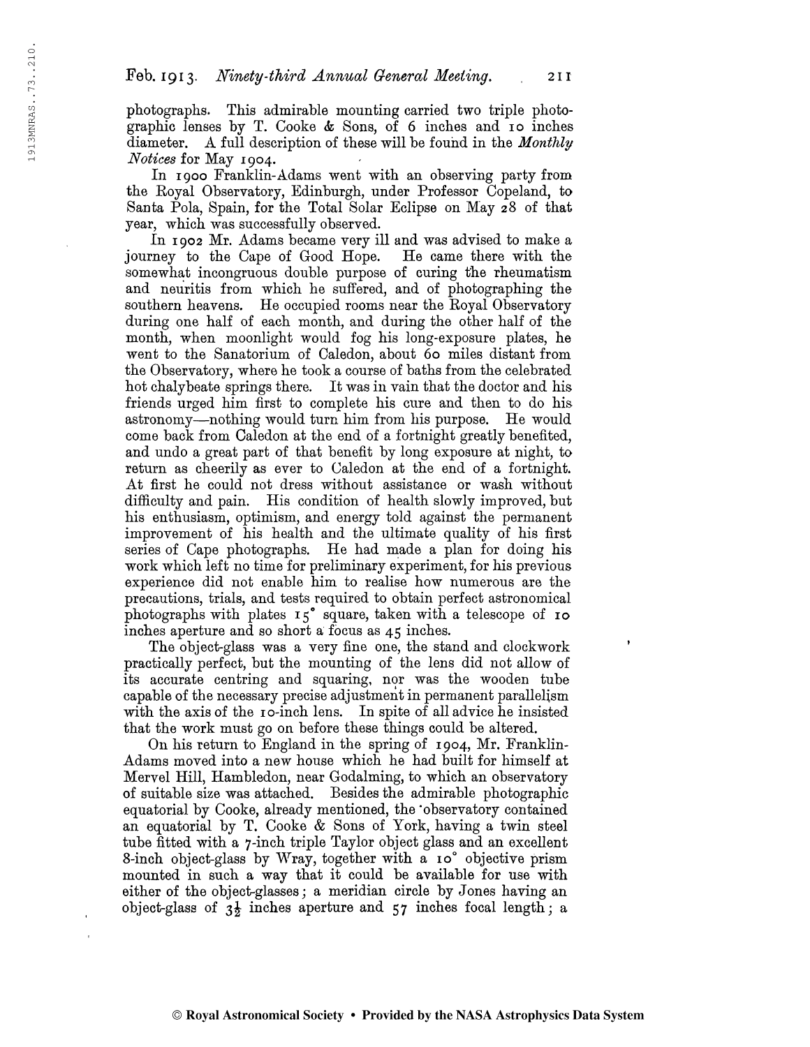photographs. This admirable mounting carried two triple photographic lenses by T. Cooke & Sons, of 6 inches and 10 inches diameter. A full description of these will be found in the *Monthly Notices* for May 1904.

In 1900 Franklin-Adams went with an observing party from the Royal Observatory, Edinburgh, under Professor Copeland, to Santa Pola, Spain, for the Total Solar Eclipse on May 28 of that year, which was successfully observed.

In 1902 Mr. Adams became very ill and was advised to make a journey to the Cape of Good Hope. He came there with the somewhat incongruous double purpose of curing the rheumatism and neuritis from which he suffered, and of photographing the southern heavens. He occupied rooms near the Royal Observatory during one half of each month, and during the other half of the month, when moonlight would fog his long-exposure plates, he went to the Sanatorium of Caledon, about 60 miles distant from the Observatory, where he took a course of baths from the celebrated hot chalybeate springs there. It was in vain that the doctor and his friends urged him first to complete his cure and then to do his astronomy—nothing would turn him from his purpose. He would come back from Caledon at the end of a fortnight greatly benefited, and undo a great part of that benefit by long exposure at night, to return as cheerily as ever to Caledon at the end of a fortnight. At first he could not dress without assistance or wash without difficulty and pain. His condition of health slowly improved, but his enthusiasm, optimism, and energy told against the permanent improvement of his health and the ultimate quality of his first series of Cape photographs. He had made a plan for doing his work which left no time for preliminary experiment, for his previous experience did not enable him to realise how numerous are the precautions, trials, and tests required to obtain perfect astronomical photographs with plates 15° square, taken with a telescope of 10 inches aperture and so short a focus as 45 inches.

The object-glass was a very fine one, the stand and clockwork practically perfect, but the mounting of the lens did not allow of its accurate centring and squaring, nor was the wooden tube capable of the necessary precise adjustment in permanent parallelism with the axis of the 10-inch lens. In spite of all advice he insisted that the work must go on before these things could be altered.

On his return to England in the spring of 1904, Mr. Franklin-Adams moved into a new house which he had built for himself at Mervel Hill, Hambledon, near Godalming, to which an observatory of suitable size was attached. Besides the admirable photographic equatorial by Cooke, already mentioned, the observatory contained an equatorial by T. Cooke & Sons of York, having a twin steel tube fitted with a 7-inch triple Taylor object glass and an excellent 8-inch object-glass by Wray, together with a 10° objective prism mounted in such a way that it could be available for use with either of the object-glasses; a meridian circle by Jones having an object-glass of 3½ inches aperture and 57 inches focal length; a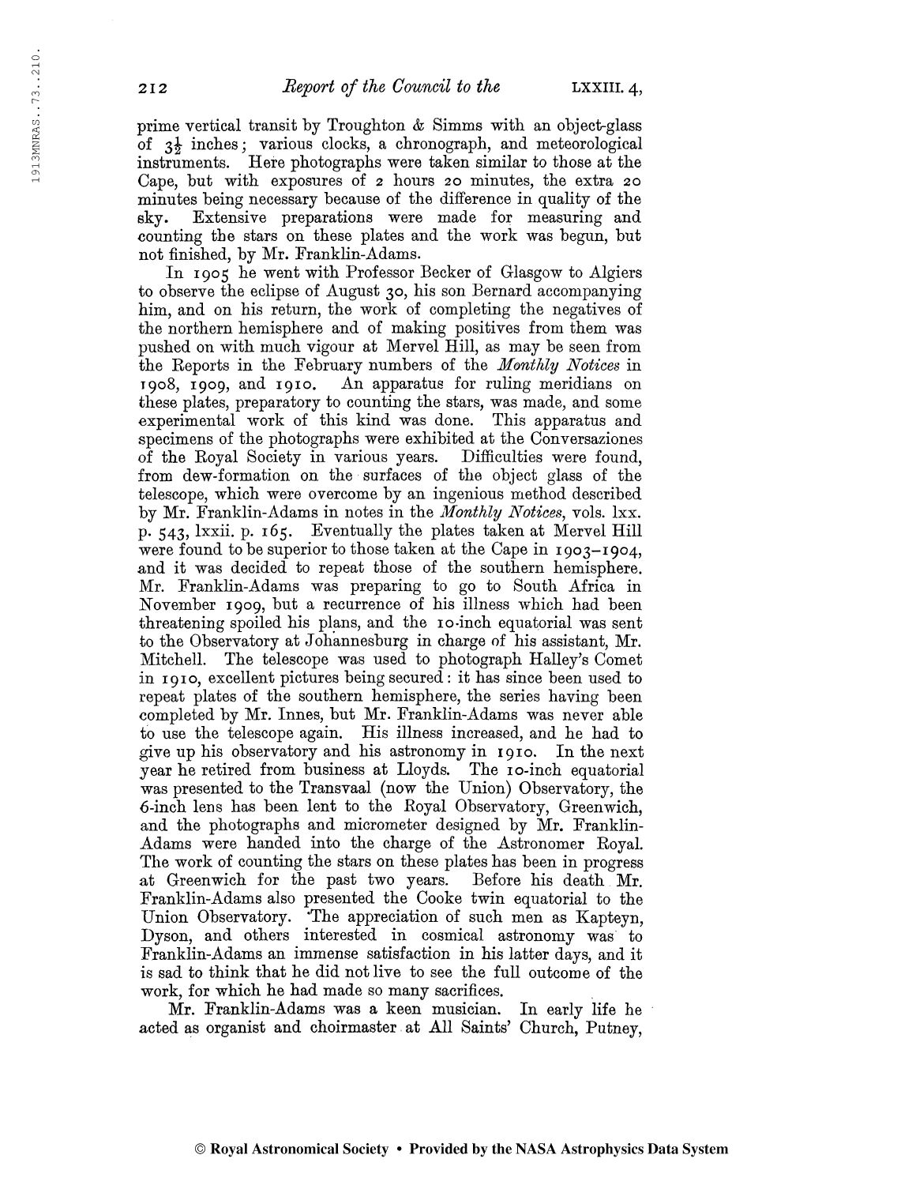prime vertical transit by Troughton & Simms with an object-glass of $3\frac{1}{2}$ inches; various clocks, a chronograph, and meteorological instruments. Here photographs were taken similar to those at the Cape, but with exposures of 2 hours 20 minutes, the extra 20 minutes being necessary because of the difference in quality of the sky. Extensive preparations were made for measuring and counting the stars on these plates and the work was begun, but not finished, by Mr. Franklin-Adams.

In 1905 he went with Professor Becker of Glasgow to Algiers to observe the eclipse of August 30, his son Bernard accompanying him, and on his return, the work of completing the negatives of the northern hemisphere and of making positives from them was pushed on with much vigour at Mervel Hill, as may be seen from the Reports in the February numbers of the *Monthly Notices* in 1908, 1909, and 1910. An apparatus for ruling meridians on these plates, preparatory to counting the stars, was made, and some experimental work of this kind was done. This apparatus and specimens of the photographs were exhibited at the Conversaziones of the Royal Society in various years. Difficulties were found, from dew-formation on the surfaces of the object glass of the telescope, which were overcome by an ingenious method described by Mr. Franklin-Adams in notes in the *Monthly Notices*, vols. lxx. p. 543, lxxii. p. 165. Eventually the plates taken at Mervel Hill were found to be superior to those taken at the Cape in 1903–1904, and it was decided to repeat those of the southern hemisphere. Mr. Franklin-Adams was preparing to go to South Africa in November 1909, but a recurrence of his illness which had been threatening spoiled his plans, and the 10-inch equatorial was sent to the Observatory at Johannesburg in charge of his assistant, Mr. Mitchell. The telescope was used to photograph Halley's Comet in 1910, excellent pictures being secured: it has since been used to repeat plates of the southern hemisphere, the series having been completed by Mr. Innes, but Mr. Franklin-Adams was never able to use the telescope again. His illness increased, and he had to give up his observatory and his astronomy in 1910. In the next year he retired from business at Lloyds. The 10-inch equatorial was presented to the Transvaal (now the Union) Observatory, the 6-inch lens has been lent to the Royal Observatory, Greenwich, and the photographs and micrometer designed by Mr. Franklin-Adams were handed into the charge of the Astronomer Royal. The work of counting the stars on these plates has been in progress at Greenwich for the past two years. Before his death Mr. Franklin-Adams also presented the Cooke twin equatorial to the Union Observatory. The appreciation of such men as Kapteyn, Dyson, and others interested in cosmical astronomy was to Franklin-Adams an immense satisfaction in his latter days, and it is sad to think that he did not live to see the full outcome of the work, for which he had made so many sacrifices.

Mr. Franklin-Adams was a keen musician. In early life he acted as organist and choirmaster at All Saints' Church, Putney,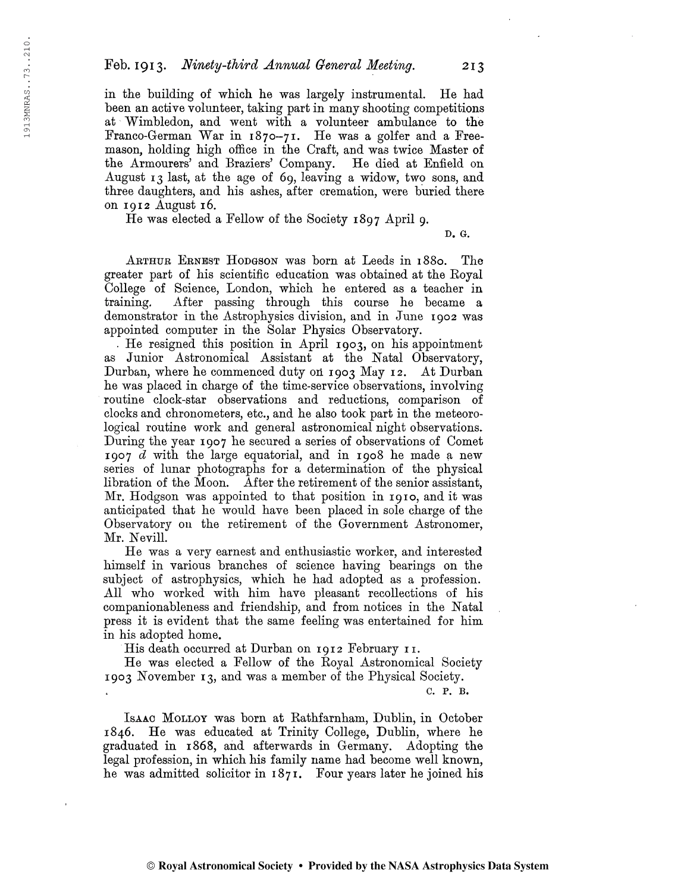in the building of which he was largely instrumental. He had been an active volunteer, taking part in many shooting competitions at Wimbledon, and went with a volunteer ambulance to the Franco-German War in 1870–71. He was a golfer and a Freemason, holding high office in the Craft, and was twice Master of the Armourers' and Braziers' Company. He died at Enfield on August 13 last, at the age of 69, leaving a widow, two sons, and three daughters, and his ashes, after cremation, were buried there on 1912 August 16.

He was elected a Fellow of the Society 1897 April 9.

D. G.

Arthur Ernest Hodgson was born at Leeds in 1880. The greater part of his scientific education was obtained at the Royal College of Science, London, which he entered as a teacher in training. After passing through this course he became a demonstrator in the Astrophysics division, and in June 1902 was appointed computer in the Solar Physics Observatory.

He resigned this position in April 1903, on his appointment as Junior Astronomical Assistant at the Natal Observatory, Durban, where he commenced duty on 1903 May 12. At Durban he was placed in charge of the time-service observations, involving routine clock-star observations and reductions, comparison of clocks and chronometers, etc., and he also took part in the meteorological routine work and general astronomical night observations. During the year 1907 he secured a series of observations of Comet 1907 *d* with the large equatorial, and in 1908 he made a new series of lunar photographs for a determination of the physical libration of the Moon. After the retirement of the senior assistant, Mr. Hodgson was appointed to that position in 1910, and it was anticipated that he would have been placed in sole charge of the Observatory on the retirement of the Government Astronomer, Mr. Nevill.

He was a very earnest and enthusiastic worker, and interested himself in various branches of science having bearings on the subject of astrophysics, which he had adopted as a profession. All who worked with him have pleasant recollections of his companionableness and friendship, and from notices in the Natal press it is evident that the same feeling was entertained for him in his adopted home.

His death occurred at Durban on 1912 February 11.

He was elected a Fellow of the Royal Astronomical Society 1903 November 13, and was a member of the Physical Society.

C. P. B.

Isaac Molloy was born at Rathfarnham, Dublin, in October 1846. He was educated at Trinity College, Dublin, where he graduated in 1868, and afterwards in Germany. Adopting the legal profession, in which his family name had become well known, he was admitted solicitor in 1871. Four years later he joined his